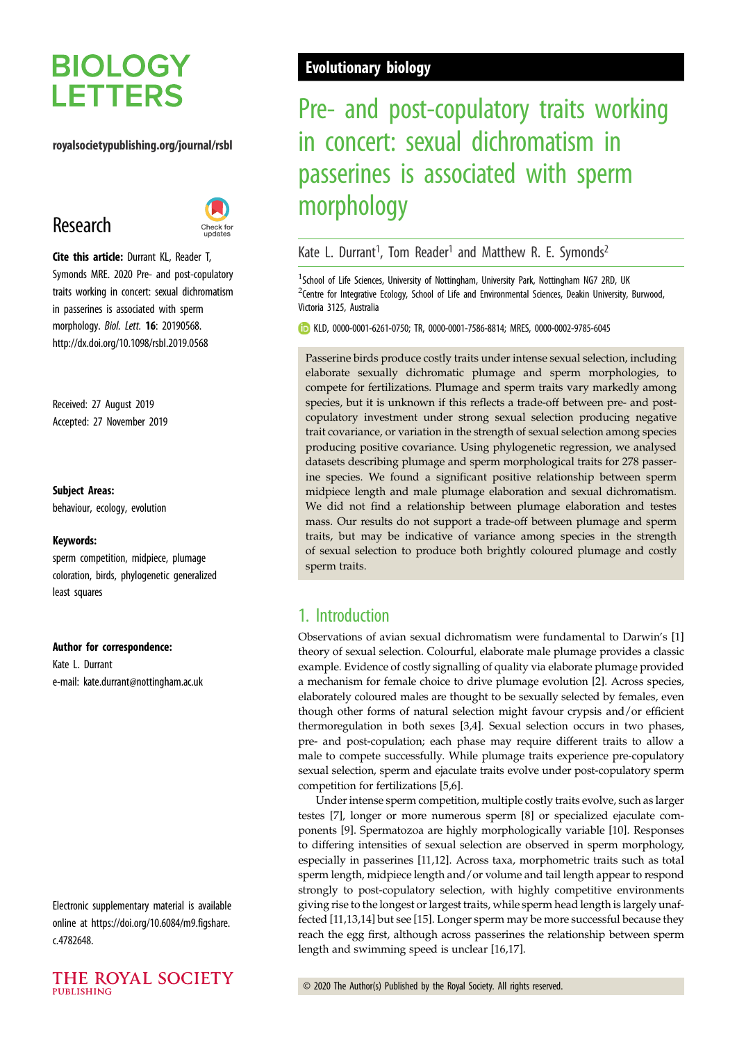# BIOLOGY LETTERS

royalsocietypublishing.org/journal/rsbl

## Research

**Cite this article:** Durrant KL, Reader T, Symonds MRE. 2020 Pre- and post-copulatory traits working in concert: sexual dichromatism in passerines is associated with sperm morphology. *Biol. Lett.* **16**: 20190568. http://dx.doi.org/10.1098/rsbl.2019.0568

Received: 27 August 2019
Accepted: 27 November 2019

**Subject Areas:**
behaviour, ecology, evolution

**Keywords:**
sperm competition, midpiece, plumage coloration, birds, phylogenetic generalized least squares

**Author for correspondence:**
Kate L. Durrant
e-mail: kate.durrant@nottingham.ac.uk

Electronic supplementary material is available online at https://doi.org/10.6084/m9.figshare.c.4782648.

**Evolutionary biology**

# Pre- and post-copulatory traits working in concert: sexual dichromatism in passerines is associated with sperm morphology

Kate L. Durrant[1], Tom Reader[1] and Matthew R. E. Symonds[2]

[1]School of Life Sciences, University of Nottingham, University Park, Nottingham NG7 2RD, UK
[2]Centre for Integrative Ecology, School of Life and Environmental Sciences, Deakin University, Burwood, Victoria 3125, Australia

KLD, 0000-0001-6261-0750; TR, 0000-0001-7586-8814; MRES, 0000-0002-9785-6045

Passerine birds produce costly traits under intense sexual selection, including elaborate sexually dichromatic plumage and sperm morphologies, to compete for fertilizations. Plumage and sperm traits vary markedly among species, but it is unknown if this reflects a trade-off between pre- and post-copulatory investment under strong sexual selection producing negative trait covariance, or variation in the strength of sexual selection among species producing positive covariance. Using phylogenetic regression, we analysed datasets describing plumage and sperm morphological traits for 278 passerine species. We found a significant positive relationship between sperm midpiece length and male plumage elaboration and sexual dichromatism. We did not find a relationship between plumage elaboration and testes mass. Our results do not support a trade-off between plumage and sperm traits, but may be indicative of variance among species in the strength of sexual selection to produce both brightly coloured plumage and costly sperm traits.

## 1. Introduction

Observations of avian sexual dichromatism were fundamental to Darwin's [1] theory of sexual selection. Colourful, elaborate male plumage provides a classic example. Evidence of costly signalling of quality via elaborate plumage provided a mechanism for female choice to drive plumage evolution [2]. Across species, elaborately coloured males are thought to be sexually selected by females, even though other forms of natural selection might favour crypsis and/or efficient thermoregulation in both sexes [3,4]. Sexual selection occurs in two phases, pre- and post-copulation; each phase may require different traits to allow a male to compete successfully. While plumage traits experience pre-copulatory sexual selection, sperm and ejaculate traits evolve under post-copulatory sperm competition for fertilizations [5,6].

Under intense sperm competition, multiple costly traits evolve, such as larger testes [7], longer or more numerous sperm [8] or specialized ejaculate components [9]. Spermatozoa are highly morphologically variable [10]. Responses to differing intensities of sexual selection are observed in sperm morphology, especially in passerines [11,12]. Across taxa, morphometric traits such as total sperm length, midpiece length and/or volume and tail length appear to respond strongly to post-copulatory selection, with highly competitive environments giving rise to the longest or largest traits, while sperm head length is largely unaffected [11,13,14] but see [15]. Longer sperm may be more successful because they reach the egg first, although across passerines the relationship between sperm length and swimming speed is unclear [16,17].

© 2020 The Author(s) Published by the Royal Society. All rights reserved.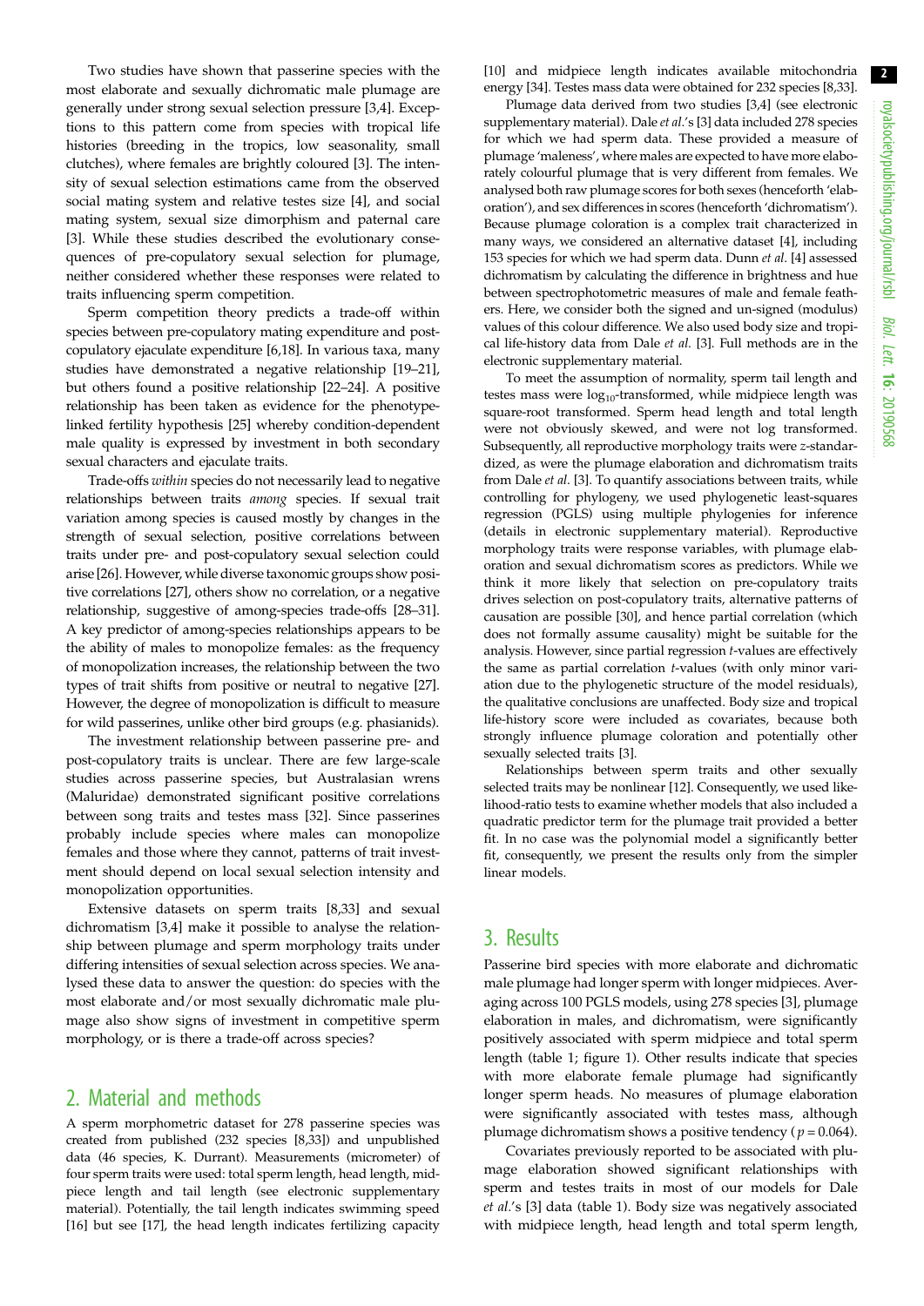Two studies have shown that passerine species with the most elaborate and sexually dichromatic male plumage are generally under strong sexual selection pressure [3,4]. Exceptions to this pattern come from species with tropical life histories (breeding in the tropics, low seasonality, small clutches), where females are brightly coloured [3]. The intensity of sexual selection estimations came from the observed social mating system and relative testes size [4], and social mating system, sexual size dimorphism and paternal care [3]. While these studies described the evolutionary consequences of pre-copulatory sexual selection for plumage, neither considered whether these responses were related to traits influencing sperm competition.

Sperm competition theory predicts a trade-off within species between pre-copulatory mating expenditure and post-copulatory ejaculate expenditure [6,18]. In various taxa, many studies have demonstrated a negative relationship [19–21], but others found a positive relationship [22–24]. A positive relationship has been taken as evidence for the phenotype-linked fertility hypothesis [25] whereby condition-dependent male quality is expressed by investment in both secondary sexual characters and ejaculate traits.

Trade-offs *within* species do not necessarily lead to negative relationships between traits *among* species. If sexual trait variation among species is caused mostly by changes in the strength of sexual selection, positive correlations between traits under pre- and post-copulatory sexual selection could arise [26]. However, while diverse taxonomic groups show positive correlations [27], others show no correlation, or a negative relationship, suggestive of among-species trade-offs [28–31]. A key predictor of among-species relationships appears to be the ability of males to monopolize females: as the frequency of monopolization increases, the relationship between the two types of trait shifts from positive or neutral to negative [27]. However, the degree of monopolization is difficult to measure for wild passerines, unlike other bird groups (e.g. phasianids).

The investment relationship between passerine pre- and post-copulatory traits is unclear. There are few large-scale studies across passerine species, but Australasian wrens (Maluridae) demonstrated significant positive correlations between song traits and testes mass [32]. Since passerines probably include species where males can monopolize females and those where they cannot, patterns of trait investment should depend on local sexual selection intensity and monopolization opportunities.

Extensive datasets on sperm traits [8,33] and sexual dichromatism [3,4] make it possible to analyse the relationship between plumage and sperm morphology traits under differing intensities of sexual selection across species. We analysed these data to answer the question: do species with the most elaborate and/or most sexually dichromatic male plumage also show signs of investment in competitive sperm morphology, or is there a trade-off across species?

## 2. Material and methods

A sperm morphometric dataset for 278 passerine species was created from published (232 species [8,33]) and unpublished data (46 species, K. Durrant). Measurements (micrometer) of four sperm traits were used: total sperm length, head length, midpiece length and tail length (see electronic supplementary material). Potentially, the tail length indicates swimming speed [16] but see [17], the head length indicates fertilizing capacity [10] and midpiece length indicates available mitochondria energy [34]. Testes mass data were obtained for 232 species [8,33].

Plumage data derived from two studies [3,4] (see electronic supplementary material). Dale *et al.*'s [3] data included 278 species for which we had sperm data. These provided a measure of plumage 'maleness', where males are expected to have more elaborately colourful plumage that is very different from females. We analysed both raw plumage scores for both sexes (henceforth 'elaboration'), and sex differences in scores (henceforth 'dichromatism'). Because plumage coloration is a complex trait characterized in many ways, we considered an alternative dataset [4], including 153 species for which we had sperm data. Dunn *et al.* [4] assessed dichromatism by calculating the difference in brightness and hue between spectrophotometric measures of male and female feathers. Here, we consider both the signed and un-signed (modulus) values of this colour difference. We also used body size and tropical life-history data from Dale *et al.* [3]. Full methods are in the electronic supplementary material.

To meet the assumption of normality, sperm tail length and testes mass were $\log_{10}$-transformed, while midpiece length was square-root transformed. Sperm head length and total length were not obviously skewed, and were not log transformed. Subsequently, all reproductive morphology traits were $z$-standardized, as were the plumage elaboration and dichromatism traits from Dale *et al.* [3]. To quantify associations between traits, while controlling for phylogeny, we used phylogenetic least-squares regression (PGLS) using multiple phylogenies for inference (details in electronic supplementary material). Reproductive morphology traits were response variables, with plumage elaboration and sexual dichromatism scores as predictors. While we think it more likely that selection on pre-copulatory traits drives selection on post-copulatory traits, alternative patterns of causation are possible [30], and hence partial correlation (which does not formally assume causality) might be suitable for the analysis. However, since partial regression $t$-values are effectively the same as partial correlation $t$-values (with only minor variation due to the phylogenetic structure of the model residuals), the qualitative conclusions are unaffected. Body size and tropical life-history score were included as covariates, because both strongly influence plumage coloration and potentially other sexually selected traits [3].

Relationships between sperm traits and other sexually selected traits may be nonlinear [12]. Consequently, we used likelihood-ratio tests to examine whether models that also included a quadratic predictor term for the plumage trait provided a better fit. In no case was the polynomial model a significantly better fit, consequently, we present the results only from the simpler linear models.

## 3. Results

Passerine bird species with more elaborate and dichromatic male plumage had longer sperm with longer midpieces. Averaging across 100 PGLS models, using 278 species [3], plumage elaboration in males, and dichromatism, were significantly positively associated with sperm midpiece and total sperm length (table 1; figure 1). Other results indicate that species with more elaborate female plumage had significantly longer sperm heads. No measures of plumage elaboration were significantly associated with testes mass, although plumage dichromatism shows a positive tendency ($p = 0.064$).

Covariates previously reported to be associated with plumage elaboration showed significant relationships with sperm and testes traits in most of our models for Dale *et al.*'s [3] data (table 1). Body size was negatively associated with midpiece length, head length and total sperm length,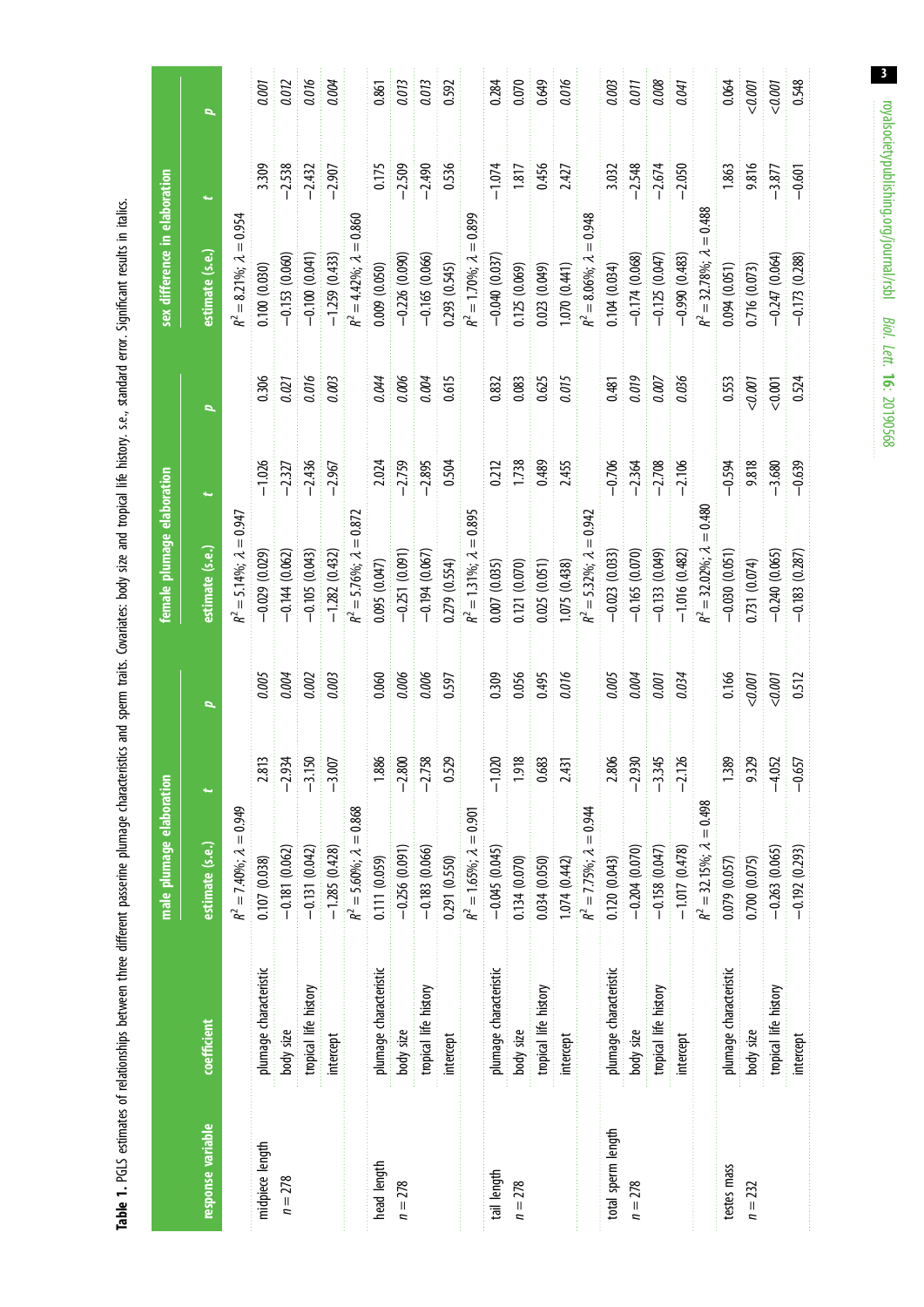**Table 1.** PGLS estimates of relationships between three different passerine plumage characteristics and sperm traits. Covariates: body size and tropical life history. s.e., standard error. Significant results in italics.

| response variable | coefficient | male plumage elaboration | | | female plumage elaboration | | | sex difference in elaboration | | |
|---|---|---|---|---|---|---|---|---|---|---|
| | | estimate (s.e.) | $t$ | $p$ | estimate (s.e.) | $t$ | $p$ | estimate (s.e.) | $t$ | $p$ |
| midpiece length | | $R^2 = 7.40\%; \lambda = 0.949$ | | | $R^2 = 5.14\%; \lambda = 0.947$ | | | $R^2 = 8.21\%; \lambda = 0.954$ | | |
| $n = 278$ | plumage characteristic | 0.107 (0.038) | 2.813 | *0.005* | −0.029 (0.029) | −1.026 | 0.306 | 0.100 (0.030) | 3.309 | *0.001* |
| | body size | −0.181 (0.062) | −2.934 | *0.004* | −0.144 (0.062) | −2.327 | *0.021* | −0.153 (0.060) | −2.538 | *0.012* |
| | tropical life history | −0.131 (0.042) | −3.150 | *0.002* | −0.105 (0.043) | −2.436 | *0.016* | −0.100 (0.041) | −2.432 | *0.016* |
| | intercept | −1.285 (0.428) | −3.007 | *0.003* | −1.282 (0.432) | −2.967 | *0.003* | −1.259 (0.433) | −2.907 | *0.004* |
| head length | | $R^2 = 5.60\%; \lambda = 0.868$ | | | $R^2 = 5.76\%; \lambda = 0.872$ | | | $R^2 = 4.42\%; \lambda = 0.860$ | | |
| $n = 278$ | plumage characteristic | 0.111 (0.059) | 1.886 | 0.060 | 0.095 (0.047) | 2.024 | *0.044* | 0.009 (0.050) | 0.175 | 0.861 |
| | body size | −0.256 (0.091) | −2.800 | *0.006* | −0.251 (0.091) | −2.759 | *0.006* | −0.226 (0.090) | −2.509 | *0.013* |
| | tropical life history | −0.183 (0.066) | −2.758 | *0.006* | −0.194 (0.067) | −2.895 | *0.004* | −0.165 (0.066) | −2.490 | *0.013* |
| | intercept | 0.291 (0.550) | 0.529 | 0.597 | 0.279 (0.554) | 0.504 | 0.615 | 0.293 (0.545) | 0.536 | 0.592 |
| tail length | | $R^2 = 1.65\%; \lambda = 0.901$ | | | $R^2 = 1.31\%; \lambda = 0.895$ | | | $R^2 = 1.70\%; \lambda = 0.899$ | | |
| $n = 278$ | plumage characteristic | −0.045 (0.045) | −1.020 | 0.309 | 0.007 (0.035) | 0.212 | 0.832 | −0.040 (0.037) | −1.074 | 0.284 |
| | body size | 0.134 (0.070) | 1.918 | 0.056 | 0.121 (0.070) | 1.738 | 0.083 | 0.125 (0.069) | 1.817 | 0.070 |
| | tropical life history | 0.034 (0.050) | 0.683 | 0.495 | 0.025 (0.051) | 0.489 | 0.625 | 0.023 (0.049) | 0.456 | 0.649 |
| | intercept | 1.074 (0.442) | 2.431 | *0.016* | 1.075 (0.438) | 2.455 | *0.015* | 1.070 (0.441) | 2.427 | *0.016* |
| total sperm length | | $R^2 = 7.75\%; \lambda = 0.944$ | | | $R^2 = 5.32\%; \lambda = 0.942$ | | | $R^2 = 8.06\%; \lambda = 0.948$ | | |
| $n = 278$ | plumage characteristic | 0.120 (0.043) | 2.806 | *0.005* | −0.023 (0.033) | −0.706 | 0.481 | 0.104 (0.034) | 3.032 | *0.003* |
| | body size | −0.204 (0.070) | −2.930 | *0.004* | −0.165 (0.070) | −2.364 | *0.019* | −0.174 (0.068) | −2.548 | *0.011* |
| | tropical life history | −0.158 (0.047) | −3.345 | *0.001* | −0.133 (0.049) | −2.708 | *0.007* | −0.125 (0.047) | −2.674 | *0.008* |
| | intercept | −1.017 (0.478) | −2.126 | *0.034* | −1.016 (0.482) | −2.106 | *0.036* | −0.990 (0.483) | −2.050 | *0.041* |
| testes mass | | $R^2 = 32.15\%; \lambda = 0.498$ | | | $R^2 = 32.02\%; \lambda = 0.480$ | | | $R^2 = 32.78\%; \lambda = 0.488$ | | |
| $n = 232$ | plumage characteristic | 0.079 (0.057) | 1.389 | 0.166 | −0.030 (0.051) | −0.594 | 0.553 | 0.094 (0.051) | 1.863 | 0.064 |
| | body size | 0.700 (0.075) | 9.329 | *<0.001* | 0.731 (0.074) | 9.818 | *<0.001* | 0.716 (0.073) | 9.816 | *<0.001* |
| | tropical life history | −0.263 (0.065) | −4.052 | *<0.001* | −0.240 (0.065) | −3.680 | *<0.001* | −0.247 (0.064) | −3.877 | *<0.001* |
| | intercept | −0.192 (0.293) | −0.657 | 0.512 | −0.183 (0.287) | −0.639 | 0.524 | −0.173 (0.288) | −0.601 | 0.548 |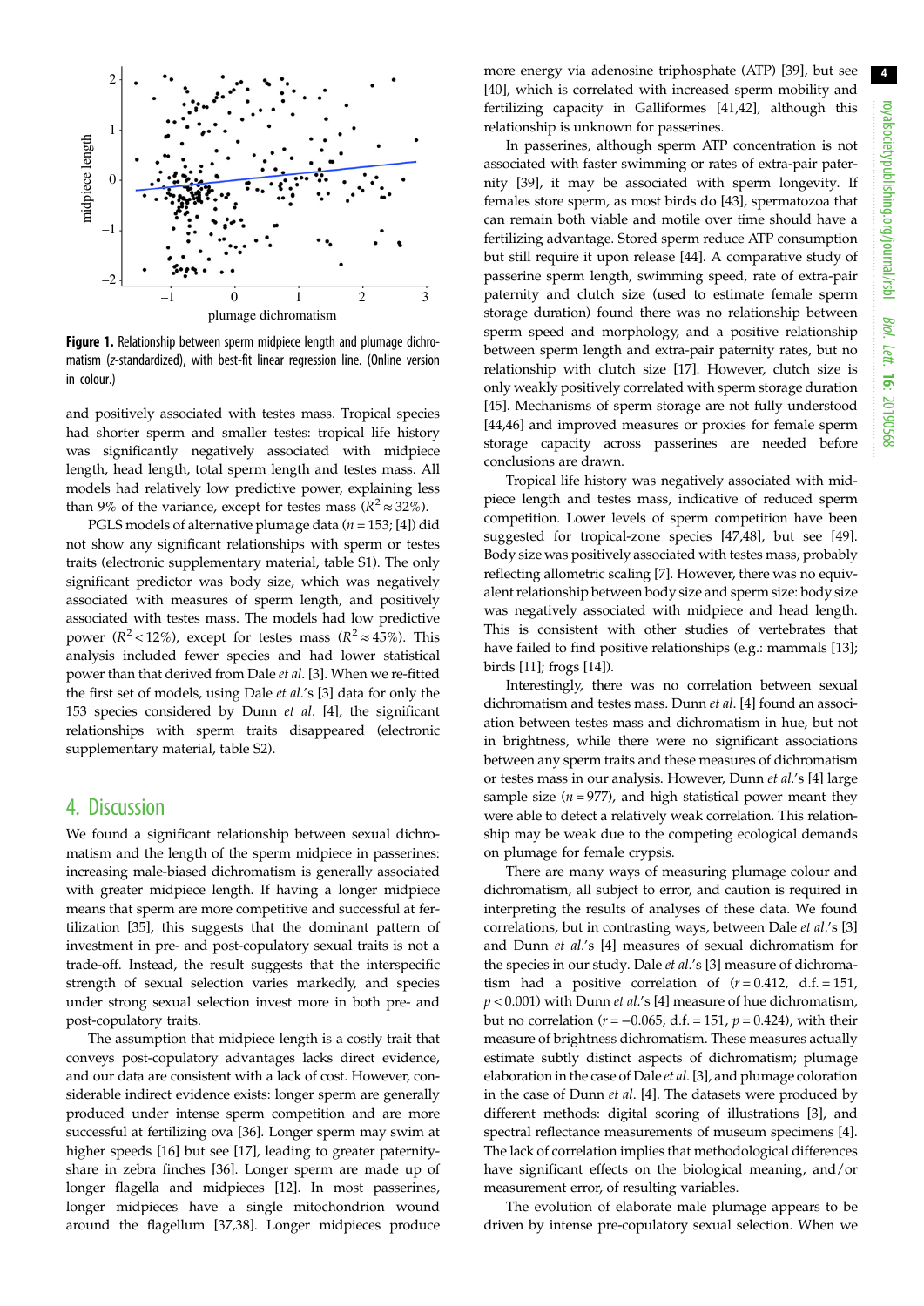midpiece length

2

1

0

−1

−2

−1

0

1

2

3

plumage dichromatism

**Figure 1.** Relationship between sperm midpiece length and plumage dichromatism (*z*-standardized), with best-fit linear regression line. (Online version in colour.)

and positively associated with testes mass. Tropical species had shorter sperm and smaller testes: tropical life history was significantly negatively associated with midpiece length, head length, total sperm length and testes mass. All models had relatively low predictive power, explaining less than 9% of the variance, except for testes mass ($R^2 \approx 32\%$).

PGLS models of alternative plumage data ($n = 153$; [4]) did not show any significant relationships with sperm or testes traits (electronic supplementary material, table S1). The only significant predictor was body size, which was negatively associated with measures of sperm length, and positively associated with testes mass. The models had low predictive power ($R^2 < 12\%$), except for testes mass ($R^2 \approx 45\%$). This analysis included fewer species and had lower statistical power than that derived from Dale *et al.* [3]. When we re-fitted the first set of models, using Dale *et al.*'s [3] data for only the 153 species considered by Dunn *et al.* [4], the significant relationships with sperm traits disappeared (electronic supplementary material, table S2).

## 4. Discussion

We found a significant relationship between sexual dichromatism and the length of the sperm midpiece in passerines: increasing male-biased dichromatism is generally associated with greater midpiece length. If having a longer midpiece means that sperm are more competitive and successful at fertilization [35], this suggests that the dominant pattern of investment in pre- and post-copulatory sexual traits is not a trade-off. Instead, the result suggests that the interspecific strength of sexual selection varies markedly, and species under strong sexual selection invest more in both pre- and post-copulatory traits.

The assumption that midpiece length is a costly trait that conveys post-copulatory advantages lacks direct evidence, and our data are consistent with a lack of cost. However, considerable indirect evidence exists: longer sperm are generally produced under intense sperm competition and are more successful at fertilizing ova [36]. Longer sperm may swim at higher speeds [16] but see [17], leading to greater paternity-share in zebra finches [36]. Longer sperm are made up of longer flagella and midpieces [12]. In most passerines, longer midpieces have a single mitochondrion wound around the flagellum [37,38]. Longer midpieces produce more energy via adenosine triphosphate (ATP) [39], but see [40], which is correlated with increased sperm mobility and fertilizing capacity in Galliformes [41,42], although this relationship is unknown for passerines.

In passerines, although sperm ATP concentration is not associated with faster swimming or rates of extra-pair paternity [39], it may be associated with sperm longevity. If females store sperm, as most birds do [43], spermatozoa that can remain both viable and motile over time should have a fertilizing advantage. Stored sperm reduce ATP consumption but still require it upon release [44]. A comparative study of passerine sperm length, swimming speed, rate of extra-pair paternity and clutch size (used to estimate female sperm storage duration) found there was no relationship between sperm speed and morphology, and a positive relationship between sperm length and extra-pair paternity rates, but no relationship with clutch size [17]. However, clutch size is only weakly positively correlated with sperm storage duration [45]. Mechanisms of sperm storage are not fully understood [44,46] and improved measures or proxies for female sperm storage capacity across passerines are needed before conclusions are drawn.

Tropical life history was negatively associated with midpiece length and testes mass, indicative of reduced sperm competition. Lower levels of sperm competition have been suggested for tropical-zone species [47,48], but see [49]. Body size was positively associated with testes mass, probably reflecting allometric scaling [7]. However, there was no equivalent relationship between body size and sperm size: body size was negatively associated with midpiece and head length. This is consistent with other studies of vertebrates that have failed to find positive relationships (e.g.: mammals [13]; birds [11]; frogs [14]).

Interestingly, there was no correlation between sexual dichromatism and testes mass. Dunn *et al.* [4] found an association between testes mass and dichromatism in hue, but not in brightness, while there were no significant associations between any sperm traits and these measures of dichromatism or testes mass in our analysis. However, Dunn *et al.*'s [4] large sample size ($n = 977$), and high statistical power meant they were able to detect a relatively weak correlation. This relationship may be weak due to the competing ecological demands on plumage for female crypsis.

There are many ways of measuring plumage colour and dichromatism, all subject to error, and caution is required in interpreting the results of analyses of these data. We found correlations, but in contrasting ways, between Dale *et al.*'s [3] and Dunn *et al.*'s [4] measures of sexual dichromatism for the species in our study. Dale *et al.*'s [3] measure of dichromatism had a positive correlation of ($r = 0.412$, d.f. = 151, $p < 0.001$) with Dunn *et al.*'s [4] measure of hue dichromatism, but no correlation ($r = -0.065$, d.f. = 151, $p = 0.424$), with their measure of brightness dichromatism. These measures actually estimate subtly distinct aspects of dichromatism; plumage elaboration in the case of Dale *et al.* [3], and plumage coloration in the case of Dunn *et al.* [4]. The datasets were produced by different methods: digital scoring of illustrations [3], and spectral reflectance measurements of museum specimens [4]. The lack of correlation implies that methodological differences have significant effects on the biological meaning, and/or measurement error, of resulting variables.

The evolution of elaborate male plumage appears to be driven by intense pre-copulatory sexual selection. When we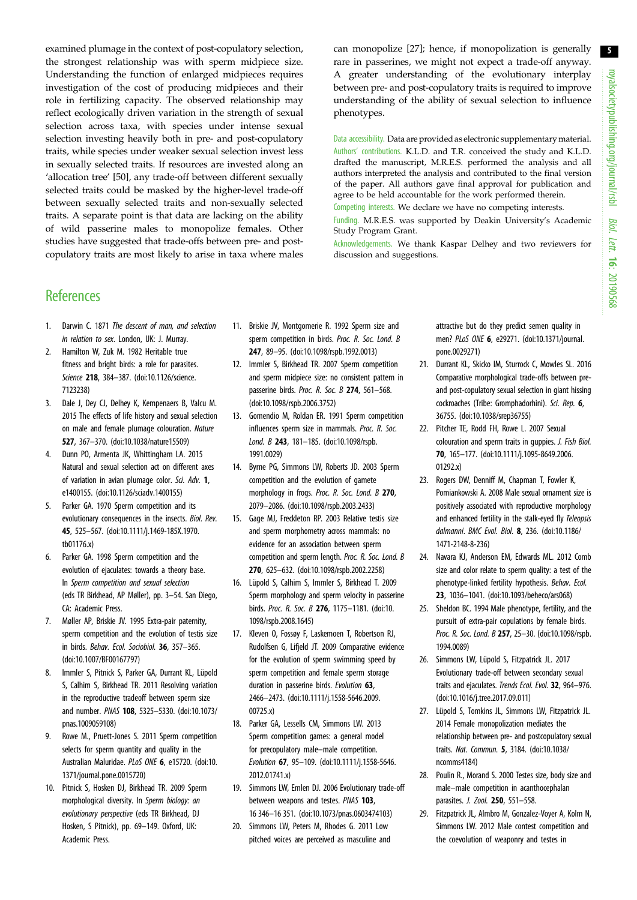examined plumage in the context of post-copulatory selection, the strongest relationship was with sperm midpiece size. Understanding the function of enlarged midpieces requires investigation of the cost of producing midpieces and their role in fertilizing capacity. The observed relationship may reflect ecologically driven variation in the strength of sexual selection across taxa, with species under intense sexual selection investing heavily both in pre- and post-copulatory traits, while species under weaker sexual selection invest less in sexually selected traits. If resources are invested along an 'allocation tree' [50], any trade-off between different sexually selected traits could be masked by the higher-level trade-off between sexually selected traits and non-sexually selected traits. A separate point is that data are lacking on the ability of wild passerine males to monopolize females. Other studies have suggested that trade-offs between pre- and post-copulatory traits are most likely to arise in taxa where males can monopolize [27]; hence, if monopolization is generally rare in passerines, we might not expect a trade-off anyway. A greater understanding of the evolutionary interplay between pre- and post-copulatory traits is required to improve understanding of the ability of sexual selection to influence phenotypes.

Data accessibility. Data are provided as electronic supplementary material.

Authors' contributions. K.L.D. and T.R. conceived the study and K.L.D. drafted the manuscript, M.R.E.S. performed the analysis and all authors interpreted the analysis and contributed to the final version of the paper. All authors gave final approval for publication and agree to be held accountable for the work performed therein.

Competing interests. We declare we have no competing interests.

Funding. M.R.E.S. was supported by Deakin University's Academic Study Program Grant.

Acknowledgements. We thank Kaspar Delhey and two reviewers for discussion and suggestions.

# References

1. Darwin C. 1871 *The descent of man, and selection in relation to sex*. London, UK: J. Murray.
2. Hamilton W, Zuk M. 1982 Heritable true fitness and bright birds: a role for parasites. *Science* **218**, 384–387. (doi:10.1126/science.7123238)
3. Dale J, Dey CJ, Delhey K, Kempenaers B, Valcu M. 2015 The effects of life history and sexual selection on male and female plumage colouration. *Nature* **527**, 367–370. (doi:10.1038/nature15509)
4. Dunn PO, Armenta JK, Whittingham LA. 2015 Natural and sexual selection act on different axes of variation in avian plumage color. *Sci. Adv.* **1**, e1400155. (doi:10.1126/sciadv.1400155)
5. Parker GA. 1970 Sperm competition and its evolutionary consequences in the insects. *Biol. Rev.* **45**, 525–567. (doi:10.1111/j.1469-185X.1970.tb01176.x)
6. Parker GA. 1998 Sperm competition and the evolution of ejaculates: towards a theory base. In *Sperm competition and sexual selection* (eds TR Birkhead, AP Møller), pp. 3–54. San Diego, CA: Academic Press.
7. Møller AP, Briskie JV. 1995 Extra-pair paternity, sperm competition and the evolution of testis size in birds. *Behav. Ecol. Sociobiol.* **36**, 357–365. (doi:10.1007/BF00167797)
8. Immler S, Pitnick S, Parker GA, Durrant KL, Lüpold S, Calhim S, Birkhead TR. 2011 Resolving variation in the reproductive tradeoff between sperm size and number. *PNAS* **108**, 5325–5330. (doi:10.1073/pnas.1009059108)
9. Rowe M., Pruett-Jones S. 2011 Sperm competition selects for sperm quantity and quality in the Australian Maluridae. *PLoS ONE* **6**, e15720. (doi:10.1371/journal.pone.0015720)
10. Pitnick S, Hosken DJ, Birkhead TR. 2009 Sperm morphological diversity. In *Sperm biology: an evolutionary perspective* (eds TR Birkhead, DJ Hosken, S Pitnick), pp. 69–149. Oxford, UK: Academic Press.
11. Briskie JV, Montgomerie R. 1992 Sperm size and sperm competition in birds. *Proc. R. Soc. Lond. B* **247**, 89–95. (doi:10.1098/rspb.1992.0013)
12. Immler S, Birkhead TR. 2007 Sperm competition and sperm midpiece size: no consistent pattern in passerine birds. *Proc. R. Soc. B* **274**, 561–568. (doi:10.1098/rspb.2006.3752)
13. Gomendio M, Roldan ER. 1991 Sperm competition influences sperm size in mammals. *Proc. R. Soc. Lond. B* **243**, 181–185. (doi:10.1098/rspb.1991.0029)
14. Byrne PG, Simmons LW, Roberts JD. 2003 Sperm competition and the evolution of gamete morphology in frogs. *Proc. R. Soc. Lond. B* **270**, 2079–2086. (doi:10.1098/rspb.2003.2433)
15. Gage MJ, Freckleton RP. 2003 Relative testis size and sperm morphometry across mammals: no evidence for an association between sperm competition and sperm length. *Proc. R. Soc. Lond. B* **270**, 625–632. (doi:10.1098/rspb.2002.2258)
16. Lüpold S, Calhim S, Immler S, Birkhead T. 2009 Sperm morphology and sperm velocity in passerine birds. *Proc. R. Soc. B* **276**, 1175–1181. (doi:10.1098/rspb.2008.1645)
17. Kleven O, Fossøy F, Laskemoen T, Robertson RJ, Rudolfsen G, Lifjeld JT. 2009 Comparative evidence for the evolution of sperm swimming speed by sperm competition and female sperm storage duration in passerine birds. *Evolution* **63**, 2466–2473. (doi:10.1111/j.1558-5646.2009.00725.x)
18. Parker GA, Lessells CM, Simmons LW. 2013 Sperm competition games: a general model for precopulatory male–male competition. *Evolution* **67**, 95–109. (doi:10.1111/j.1558-5646.2012.01741.x)
19. Simmons LW, Emlen DJ. 2006 Evolutionary trade-off between weapons and testes. *PNAS* **103**, 16 346–16 351. (doi:10.1073/pnas.0603474103)
20. Simmons LW, Peters M, Rhodes G. 2011 Low pitched voices are perceived as masculine and attractive but do they predict semen quality in men? *PLoS ONE* **6**, e29271. (doi:10.1371/journal.pone.0029271)
21. Durrant KL, Skicko IM, Sturrock C, Mowles SL. 2016 Comparative morphological trade-offs between pre- and post-copulatory sexual selection in giant hissing cockroaches (Tribe: Gromphadorhini). *Sci. Rep.* **6**, 36755. (doi:10.1038/srep36755)
22. Pitcher TE, Rodd FH, Rowe L. 2007 Sexual colouration and sperm traits in guppies. *J. Fish Biol.* **70**, 165–177. (doi:10.1111/j.1095-8649.2006.01292.x)
23. Rogers DW, Denniff M, Chapman T, Fowler K, Pomiankowski A. 2008 Male sexual ornament size is positively associated with reproductive morphology and enhanced fertility in the stalk-eyed fly *Teleopsis dalmanni*. *BMC Evol. Biol.* **8**, 236. (doi:10.1186/1471-2148-8-236)
24. Navara KJ, Anderson EM, Edwards ML. 2012 Comb size and color relate to sperm quality: a test of the phenotype-linked fertility hypothesis. *Behav. Ecol.* **23**, 1036–1041. (doi:10.1093/beheco/ars068)
25. Sheldon BC. 1994 Male phenotype, fertility, and the pursuit of extra-pair copulations by female birds. *Proc. R. Soc. Lond. B* **257**, 25–30. (doi:10.1098/rspb.1994.0089)
26. Simmons LW, Lüpold S, Fitzpatrick JL. 2017 Evolutionary trade-off between secondary sexual traits and ejaculates. *Trends Ecol. Evol.* **32**, 964–976. (doi:10.1016/j.tree.2017.09.011)
27. Lüpold S, Tomkins JL, Simmons LW, Fitzpatrick JL. 2014 Female monopolization mediates the relationship between pre- and postcopulatory sexual traits. *Nat. Commun.* **5**, 3184. (doi:10.1038/ncomms4184)
28. Poulin R., Morand S. 2000 Testes size, body size and male–male competition in acanthocephalan parasites. *J. Zool.* **250**, 551–558.
29. Fitzpatrick JL, Almbro M, Gonzalez-Voyer A, Kolm N, Simmons LW. 2012 Male contest competition and the coevolution of weaponry and testes in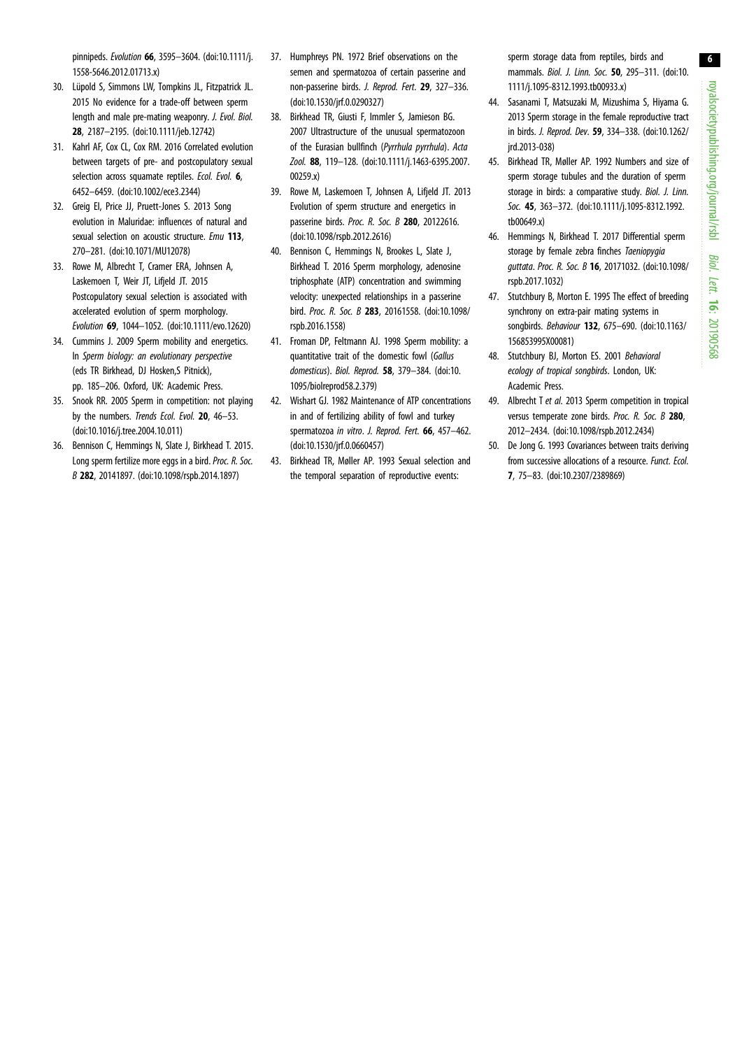pinnipeds. *Evolution* **66**, 3595–3604. (doi:10.1111/j.1558-5646.2012.01713.x)

30. Lüpold S, Simmons LW, Tompkins JL, Fitzpatrick JL. 2015 No evidence for a trade-off between sperm length and male pre-mating weaponry. *J. Evol. Biol.* **28**, 2187–2195. (doi:10.1111/jeb.12742)
31. Kahrl AF, Cox CL, Cox RM. 2016 Correlated evolution between targets of pre- and postcopulatory sexual selection across squamate reptiles. *Ecol. Evol.* **6**, 6452–6459. (doi:10.1002/ece3.2344)
32. Greig EI, Price JJ, Pruett-Jones S. 2013 Song evolution in Maluridae: influences of natural and sexual selection on acoustic structure. *Emu* **113**, 270–281. (doi:10.1071/MU12078)
33. Rowe M, Albrecht T, Cramer ERA, Johnsen A, Laskemoen T, Weir JT, Lifjeld JT. 2015 Postcopulatory sexual selection is associated with accelerated evolution of sperm morphology. *Evolution* **69**, 1044–1052. (doi:10.1111/evo.12620)
34. Cummins J. 2009 Sperm mobility and energetics. In *Sperm biology: an evolutionary perspective* (eds TR Birkhead, DJ Hosken,S Pitnick), pp. 185–206. Oxford, UK: Academic Press.
35. Snook RR. 2005 Sperm in competition: not playing by the numbers. *Trends Ecol. Evol.* **20**, 46–53. (doi:10.1016/j.tree.2004.10.011)
36. Bennison C, Hemmings N, Slate J, Birkhead T. 2015. Long sperm fertilize more eggs in a bird. *Proc. R. Soc. B* **282**, 20141897. (doi:10.1098/rspb.2014.1897)
37. Humphreys PN. 1972 Brief observations on the semen and spermatozoa of certain passerine and non-passerine birds. *J. Reprod. Fert.* **29**, 327–336. (doi:10.1530/jrf.0.0290327)
38. Birkhead TR, Giusti F, Immler S, Jamieson BG. 2007 Ultrastructure of the unusual spermatozoon of the Eurasian bullfinch (*Pyrrhula pyrrhula*). *Acta Zool.* **88**, 119–128. (doi:10.1111/j.1463-6395.2007.00259.x)
39. Rowe M, Laskemoen T, Johnsen A, Lifjeld JT. 2013 Evolution of sperm structure and energetics in passerine birds. *Proc. R. Soc. B* **280**, 20122616. (doi:10.1098/rspb.2012.2616)
40. Bennison C, Hemmings N, Brookes L, Slate J, Birkhead T. 2016 Sperm morphology, adenosine triphosphate (ATP) concentration and swimming velocity: unexpected relationships in a passerine bird. *Proc. R. Soc. B* **283**, 20161558. (doi:10.1098/rspb.2016.1558)
41. Froman DP, Feltmann AJ. 1998 Sperm mobility: a quantitative trait of the domestic fowl (*Gallus domesticus*). *Biol. Reprod.* **58**, 379–384. (doi:10.1095/biolreprod58.2.379)
42. Wishart GJ. 1982 Maintenance of ATP concentrations in and of fertilizing ability of fowl and turkey spermatozoa *in vitro*. *J. Reprod. Fert.* **66**, 457–462. (doi:10.1530/jrf.0.0660457)
43. Birkhead TR, Møller AP. 1993 Sexual selection and the temporal separation of reproductive events: sperm storage data from reptiles, birds and mammals. *Biol. J. Linn. Soc.* **50**, 295–311. (doi:10.1111/j.1095-8312.1993.tb00933.x)
44. Sasanami T, Matsuzaki M, Mizushima S, Hiyama G. 2013 Sperm storage in the female reproductive tract in birds. *J. Reprod. Dev.* **59**, 334–338. (doi:10.1262/jrd.2013-038)
45. Birkhead TR, Møller AP. 1992 Numbers and size of sperm storage tubules and the duration of sperm storage in birds: a comparative study. *Biol. J. Linn. Soc.* **45**, 363–372. (doi:10.1111/j.1095-8312.1992.tb00649.x)
46. Hemmings N, Birkhead T. 2017 Differential sperm storage by female zebra finches *Taeniopygia guttata*. *Proc. R. Soc. B* **16**, 20171032. (doi:10.1098/rspb.2017.1032)
47. Stutchbury B, Morton E. 1995 The effect of breeding synchrony on extra-pair mating systems in songbirds. *Behaviour* **132**, 675–690. (doi:10.1163/156853995X00081)
48. Stutchbury BJ, Morton ES. 2001 *Behavioral ecology of tropical songbirds*. London, UK: Academic Press.
49. Albrecht T *et al.* 2013 Sperm competition in tropical versus temperate zone birds. *Proc. R. Soc. B* **280**, 2012–2434. (doi:10.1098/rspb.2012.2434)
50. De Jong G. 1993 Covariances between traits deriving from successive allocations of a resource. *Funct. Ecol.* **7**, 75–83. (doi:10.2307/2389869)